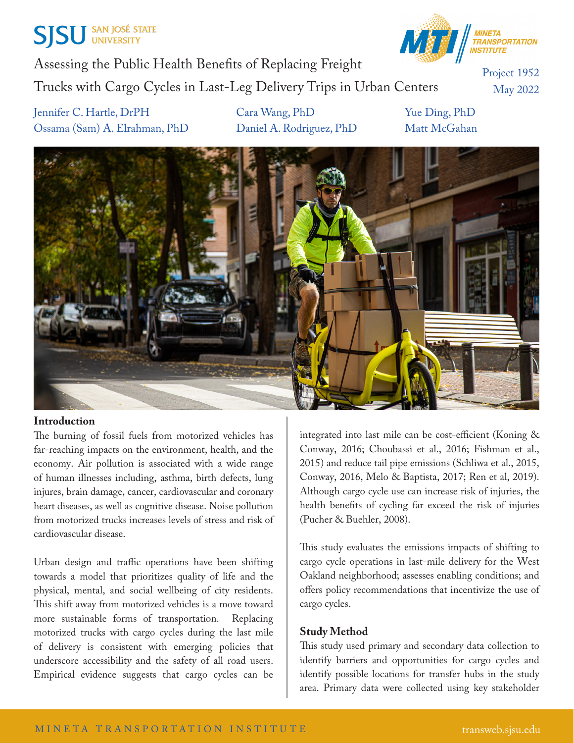SJSU SAN JOSÉ STATE UNIVERSITY

MINETA TRANSPORTATION INSTITUTE

# Assessing the Public Health Benefits of Replacing Freight Trucks with Cargo Cycles in Last-Leg Delivery Trips in Urban Centers

Project 1952
May 2022

Jennifer C. Hartle, DrPH
Ossama (Sam) A. Elrahman, PhD
Cara Wang, PhD
Daniel A. Rodriguez, PhD
Yue Ding, PhD
Matt McGahan

## Introduction

The burning of fossil fuels from motorized vehicles has far-reaching impacts on the environment, health, and the economy. Air pollution is associated with a wide range of human illnesses including, asthma, birth defects, lung injures, brain damage, cancer, cardiovascular and coronary heart diseases, as well as cognitive disease. Noise pollution from motorized trucks increases levels of stress and risk of cardiovascular disease.

Urban design and traffic operations have been shifting towards a model that prioritizes quality of life and the physical, mental, and social wellbeing of city residents. This shift away from motorized vehicles is a move toward more sustainable forms of transportation. Replacing motorized trucks with cargo cycles during the last mile of delivery is consistent with emerging policies that underscore accessibility and the safety of all road users. Empirical evidence suggests that cargo cycles can be integrated into last mile can be cost-efficient (Koning & Conway, 2016; Choubassi et al., 2016; Fishman et al., 2015) and reduce tail pipe emissions (Schliwa et al., 2015, Conway, 2016, Melo & Baptista, 2017; Ren et al, 2019). Although cargo cycle use can increase risk of injuries, the health benefits of cycling far exceed the risk of injuries (Pucher & Buehler, 2008).

This study evaluates the emissions impacts of shifting to cargo cycle operations in last-mile delivery for the West Oakland neighborhood; assesses enabling conditions; and offers policy recommendations that incentivize the use of cargo cycles.

## Study Method

This study used primary and secondary data collection to identify barriers and opportunities for cargo cycles and identify possible locations for transfer hubs in the study area. Primary data were collected using key stakeholder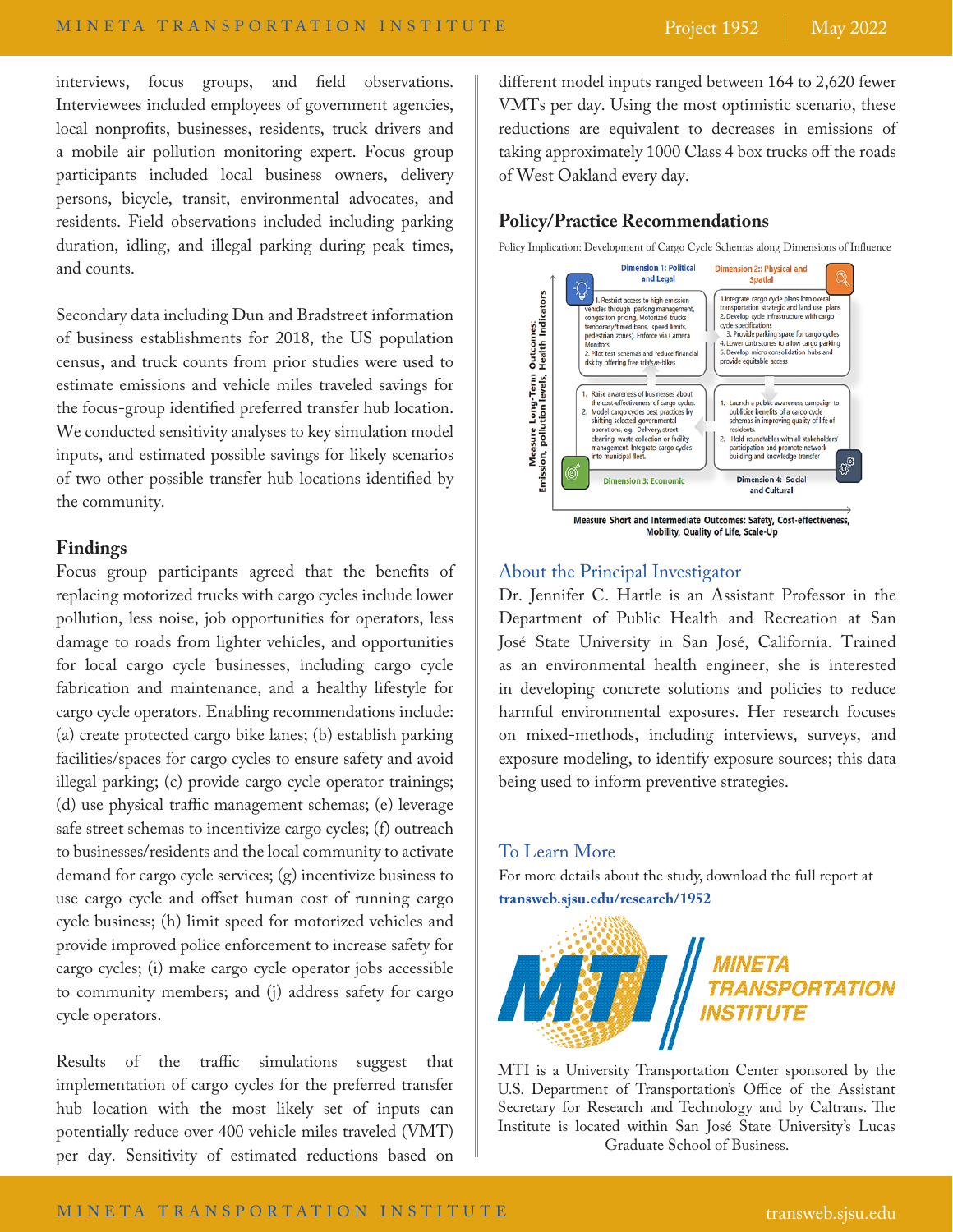interviews, focus groups, and field observations. Interviewees included employees of government agencies, local nonprofits, businesses, residents, truck drivers and a mobile air pollution monitoring expert. Focus group participants included local business owners, delivery persons, bicycle, transit, environmental advocates, and residents. Field observations included including parking duration, idling, and illegal parking during peak times, and counts.

Secondary data including Dun and Bradstreet information of business establishments for 2018, the US population census, and truck counts from prior studies were used to estimate emissions and vehicle miles traveled savings for the focus-group identified preferred transfer hub location. We conducted sensitivity analyses to key simulation model inputs, and estimated possible savings for likely scenarios of two other possible transfer hub locations identified by the community.

## Findings

Focus group participants agreed that the benefits of replacing motorized trucks with cargo cycles include lower pollution, less noise, job opportunities for operators, less damage to roads from lighter vehicles, and opportunities for local cargo cycle businesses, including cargo cycle fabrication and maintenance, and a healthy lifestyle for cargo cycle operators. Enabling recommendations include: (a) create protected cargo bike lanes; (b) establish parking facilities/spaces for cargo cycles to ensure safety and avoid illegal parking; (c) provide cargo cycle operator trainings; (d) use physical traffic management schemas; (e) leverage safe street schemas to incentivize cargo cycles; (f) outreach to businesses/residents and the local community to activate demand for cargo cycle services; (g) incentivize business to use cargo cycle and offset human cost of running cargo cycle business; (h) limit speed for motorized vehicles and provide improved police enforcement to increase safety for cargo cycles; (i) make cargo cycle operator jobs accessible to community members; and (j) address safety for cargo cycle operators.

Results of the traffic simulations suggest that implementation of cargo cycles for the preferred transfer hub location with the most likely set of inputs can potentially reduce over 400 vehicle miles traveled (VMT) per day. Sensitivity of estimated reductions based on different model inputs ranged between 164 to 2,620 fewer VMTs per day. Using the most optimistic scenario, these reductions are equivalent to decreases in emissions of taking approximately 1000 Class 4 box trucks off the roads of West Oakland every day.

## Policy/Practice Recommendations

Policy Implication: Development of Cargo Cycle Schemas along Dimensions of Influence

Dimension 1: Political and Legal

1. Restrict access to high emission vehicles through parking management, congestion pricing. Motorized trucks temporary/timed bans, speed limits, pedestrian zones). Enforce via Camera Monitors
2. Pilot test schemas and reduce financial risk by offering free trials/e-bikes

Dimension 2: Physical and Spatial

1. Integrate cargo cycle plans into overall transportation strategic and land use plans
2. Develop cycle infrastructure with cargo cycle specifications
3. Provide parking space for cargo cycles
4. Lower curb stones to allow cargo parking
5. Develop micro-consolidation hubs and provide equitable access

Dimension 3: Economic

1. Raise awareness of businesses about the cost-effectiveness of cargo cycles.
2. Model cargo cycles best practices by shifting selected governmental operations, e.g. Delivery, street cleaning, waste collection or facility management. Integrate cargo cycles into municipal fleet.

Dimension 4: Social and Cultural

1. Launch a public awareness campaign to publicize benefits of a cargo cycle schemas in improving quality of life of residents
2. Hold roundtables with all stakeholders' participation and promote network building and knowledge transfer

Measure Long-Term Outcomes: Emission, pollution levels, Health Indicators

Measure Short and Intermediate Outcomes: Safety, Cost-effectiveness, Mobility, Quality of Life, Scale-Up

## About the Principal Investigator

Dr. Jennifer C. Hartle is an Assistant Professor in the Department of Public Health and Recreation at San José State University in San José, California. Trained as an environmental health engineer, she is interested in developing concrete solutions and policies to reduce harmful environmental exposures. Her research focuses on mixed-methods, including interviews, surveys, and exposure modeling, to identify exposure sources; this data being used to inform preventive strategies.

## To Learn More

For more details about the study, download the full report at **transweb.sjsu.edu/research/1952**

MTI is a University Transportation Center sponsored by the U.S. Department of Transportation's Office of the Assistant Secretary for Research and Technology and by Caltrans. The Institute is located within San José State University's Lucas Graduate School of Business.